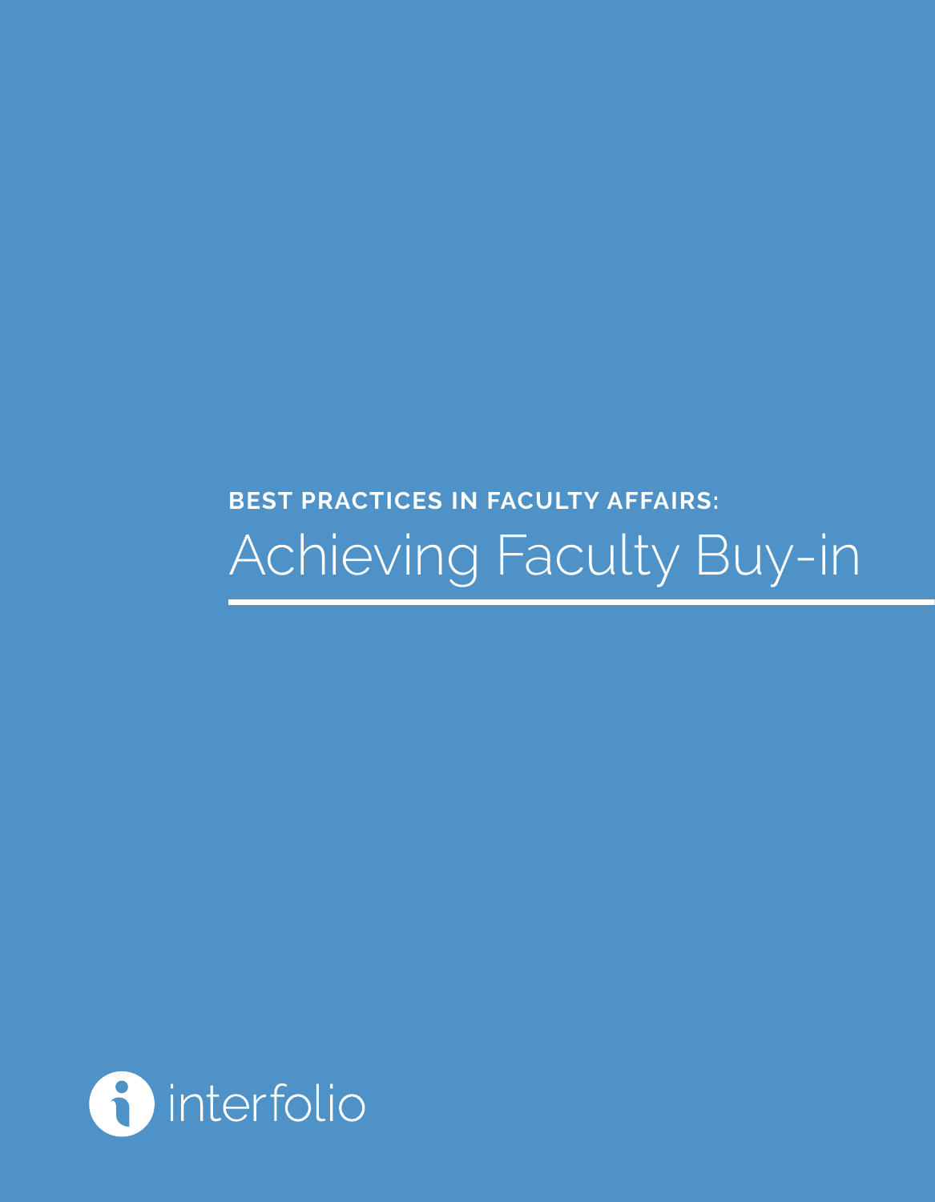**BEST PRACTICES IN FACULTY AFFAIRS:**

# Achieving Faculty Buy-in

interfolio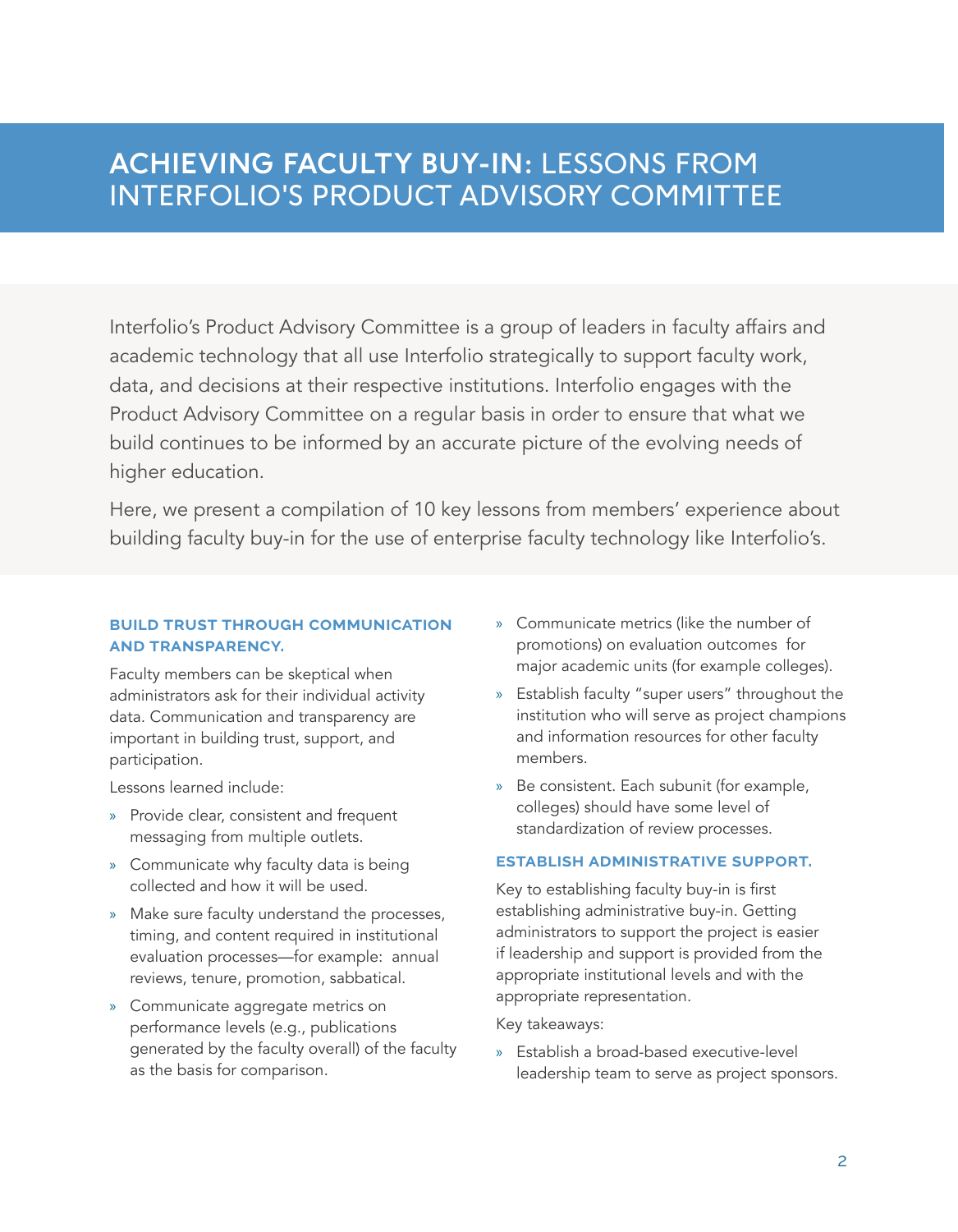# ACHIEVING FACULTY BUY-IN: LESSONS FROM INTERFOLIO'S PRODUCT ADVISORY COMMITTEE

Interfolio's Product Advisory Committee is a group of leaders in faculty affairs and academic technology that all use Interfolio strategically to support faculty work, data, and decisions at their respective institutions. Interfolio engages with the Product Advisory Committee on a regular basis in order to ensure that what we build continues to be informed by an accurate picture of the evolving needs of higher education.

Here, we present a compilation of 10 key lessons from members' experience about building faculty buy-in for the use of enterprise faculty technology like Interfolio's.

### BUILD TRUST THROUGH COMMUNICATION AND TRANSPARENCY.

Faculty members can be skeptical when administrators ask for their individual activity data. Communication and transparency are important in building trust, support, and participation.

Lessons learned include:

- Provide clear, consistent and frequent messaging from multiple outlets.
- Communicate why faculty data is being collected and how it will be used.
- Make sure faculty understand the processes, timing, and content required in institutional evaluation processes—for example: annual reviews, tenure, promotion, sabbatical.
- Communicate aggregate metrics on performance levels (e.g., publications generated by the faculty overall) of the faculty as the basis for comparison.
- Communicate metrics (like the number of promotions) on evaluation outcomes for major academic units (for example colleges).
- Establish faculty "super users" throughout the institution who will serve as project champions and information resources for other faculty members.
- Be consistent. Each subunit (for example, colleges) should have some level of standardization of review processes.

### ESTABLISH ADMINISTRATIVE SUPPORT.

Key to establishing faculty buy-in is first establishing administrative buy-in. Getting administrators to support the project is easier if leadership and support is provided from the appropriate institutional levels and with the appropriate representation.

Key takeaways:

- Establish a broad-based executive-level leadership team to serve as project sponsors.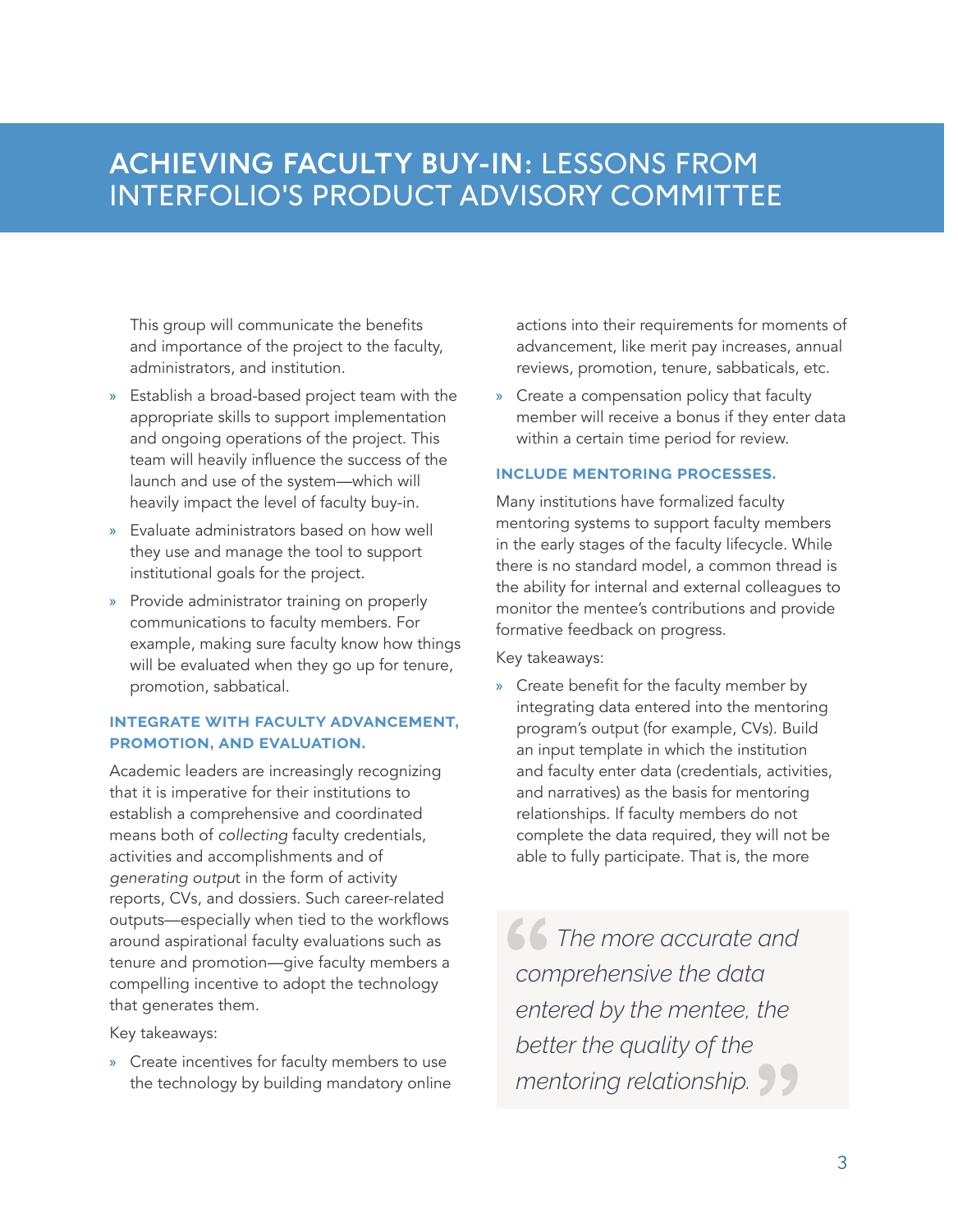# ACHIEVING FACULTY BUY-IN: LESSONS FROM INTERFOLIO'S PRODUCT ADVISORY COMMITTEE

This group will communicate the benefits and importance of the project to the faculty, administrators, and institution.

- Establish a broad-based project team with the appropriate skills to support implementation and ongoing operations of the project. This team will heavily influence the success of the launch and use of the system—which will heavily impact the level of faculty buy-in.
- Evaluate administrators based on how well they use and manage the tool to support institutional goals for the project.
- Provide administrator training on properly communications to faculty members. For example, making sure faculty know how things will be evaluated when they go up for tenure, promotion, sabbatical.

### INTEGRATE WITH FACULTY ADVANCEMENT, PROMOTION, AND EVALUATION.

Academic leaders are increasingly recognizing that it is imperative for their institutions to establish a comprehensive and coordinated means both of *collecting* faculty credentials, activities and accomplishments and of *generating output* in the form of activity reports, CVs, and dossiers. Such career-related outputs—especially when tied to the workflows around aspirational faculty evaluations such as tenure and promotion—give faculty members a compelling incentive to adopt the technology that generates them.

Key takeaways:

- Create incentives for faculty members to use the technology by building mandatory online actions into their requirements for moments of advancement, like merit pay increases, annual reviews, promotion, tenure, sabbaticals, etc.
- Create a compensation policy that faculty member will receive a bonus if they enter data within a certain time period for review.

### INCLUDE MENTORING PROCESSES.

Many institutions have formalized faculty mentoring systems to support faculty members in the early stages of the faculty lifecycle. While there is no standard model, a common thread is the ability for internal and external colleagues to monitor the mentee's contributions and provide formative feedback on progress.

Key takeaways:

- Create benefit for the faculty member by integrating data entered into the mentoring program's output (for example, CVs). Build an input template in which the institution and faculty enter data (credentials, activities, and narratives) as the basis for mentoring relationships. If faculty members do not complete the data required, they will not be able to fully participate. That is, the more

> *The more accurate and comprehensive the data entered by the mentee, the better the quality of the mentoring relationship.*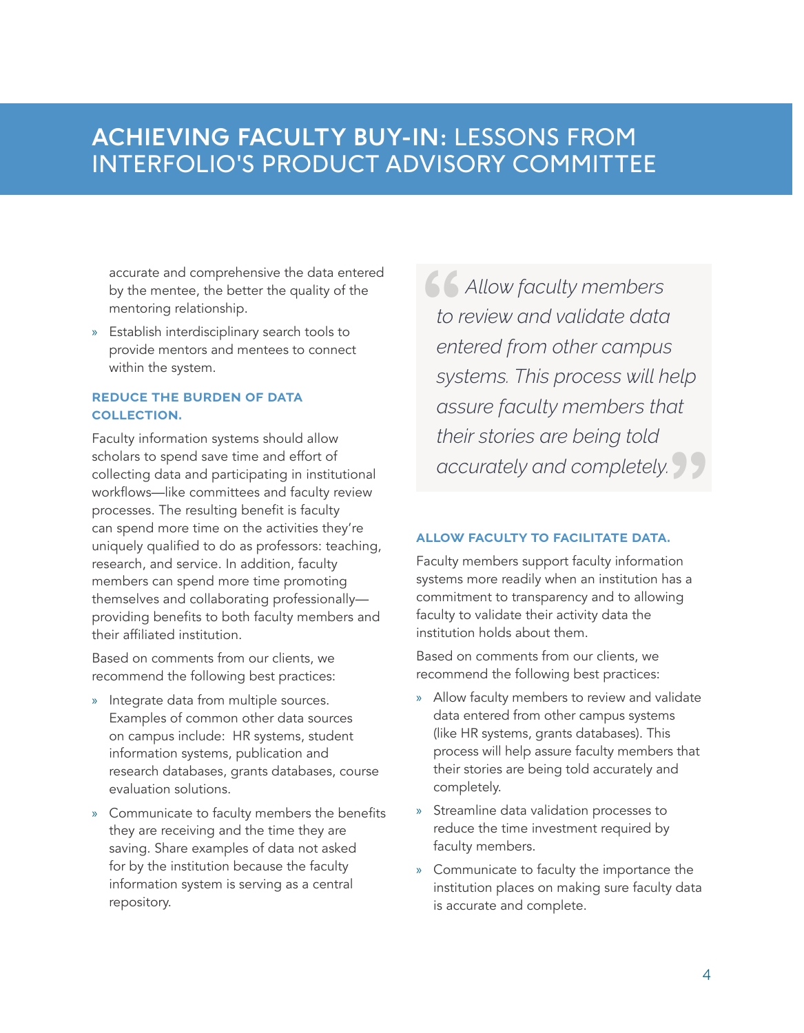accurate and comprehensive the data entered by the mentee, the better the quality of the mentoring relationship.

- Establish interdisciplinary search tools to provide mentors and mentees to connect within the system.

### REDUCE THE BURDEN OF DATA COLLECTION.

Faculty information systems should allow scholars to spend save time and effort of collecting data and participating in institutional workflows—like committees and faculty review processes. The resulting benefit is faculty can spend more time on the activities they're uniquely qualified to do as professors: teaching, research, and service. In addition, faculty members can spend more time promoting themselves and collaborating professionally—providing benefits to both faculty members and their affiliated institution.

Based on comments from our clients, we recommend the following best practices:

- Integrate data from multiple sources. Examples of common other data sources on campus include: HR systems, student information systems, publication and research databases, grants databases, course evaluation solutions.
- Communicate to faculty members the benefits they are receiving and the time they are saving. Share examples of data not asked for by the institution because the faculty information system is serving as a central repository.

> *Allow faculty members to review and validate data entered from other campus systems. This process will help assure faculty members that their stories are being told accurately and completely.*

### ALLOW FACULTY TO FACILITATE DATA.

Faculty members support faculty information systems more readily when an institution has a commitment to transparency and to allowing faculty to validate their activity data the institution holds about them.

Based on comments from our clients, we recommend the following best practices:

- Allow faculty members to review and validate data entered from other campus systems (like HR systems, grants databases). This process will help assure faculty members that their stories are being told accurately and completely.
- Streamline data validation processes to reduce the time investment required by faculty members.
- Communicate to faculty the importance the institution places on making sure faculty data is accurate and complete.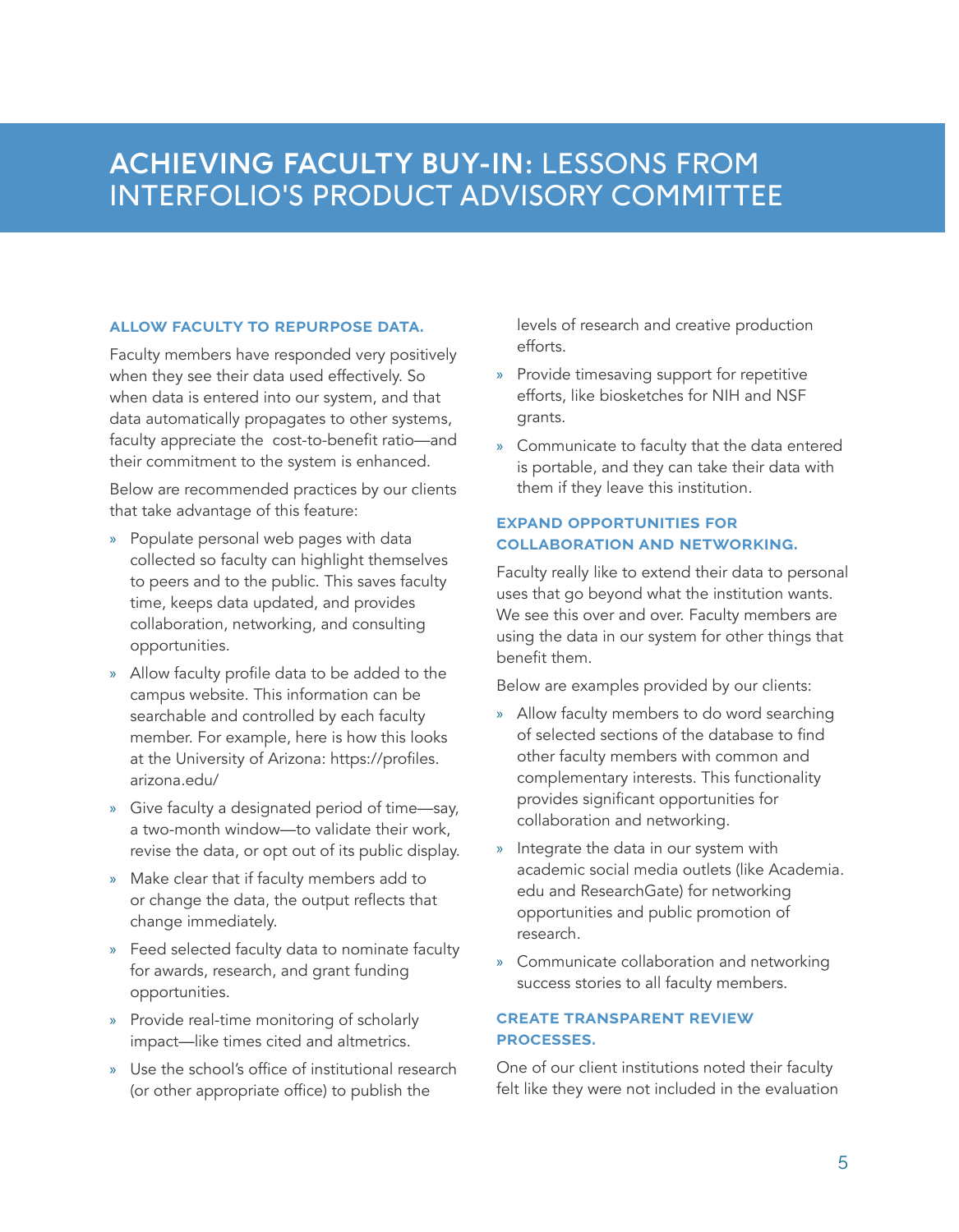# ACHIEVING FACULTY BUY-IN: LESSONS FROM INTERFOLIO'S PRODUCT ADVISORY COMMITTEE

### ALLOW FACULTY TO REPURPOSE DATA.

Faculty members have responded very positively when they see their data used effectively. So when data is entered into our system, and that data automatically propagates to other systems, faculty appreciate the cost-to-benefit ratio—and their commitment to the system is enhanced.

Below are recommended practices by our clients that take advantage of this feature:

- Populate personal web pages with data collected so faculty can highlight themselves to peers and to the public. This saves faculty time, keeps data updated, and provides collaboration, networking, and consulting opportunities.
- Allow faculty profile data to be added to the campus website. This information can be searchable and controlled by each faculty member. For example, here is how this looks at the University of Arizona: https://profiles.arizona.edu/
- Give faculty a designated period of time—say, a two-month window—to validate their work, revise the data, or opt out of its public display.
- Make clear that if faculty members add to or change the data, the output reflects that change immediately.
- Feed selected faculty data to nominate faculty for awards, research, and grant funding opportunities.
- Provide real-time monitoring of scholarly impact—like times cited and altmetrics.
- Use the school's office of institutional research (or other appropriate office) to publish the levels of research and creative production efforts.
- Provide timesaving support for repetitive efforts, like biosketches for NIH and NSF grants.
- Communicate to faculty that the data entered is portable, and they can take their data with them if they leave this institution.

### EXPAND OPPORTUNITIES FOR COLLABORATION AND NETWORKING.

Faculty really like to extend their data to personal uses that go beyond what the institution wants. We see this over and over. Faculty members are using the data in our system for other things that benefit them.

Below are examples provided by our clients:

- Allow faculty members to do word searching of selected sections of the database to find other faculty members with common and complementary interests. This functionality provides significant opportunities for collaboration and networking.
- Integrate the data in our system with academic social media outlets (like Academia.edu and ResearchGate) for networking opportunities and public promotion of research.
- Communicate collaboration and networking success stories to all faculty members.

### CREATE TRANSPARENT REVIEW PROCESSES.

One of our client institutions noted their faculty felt like they were not included in the evaluation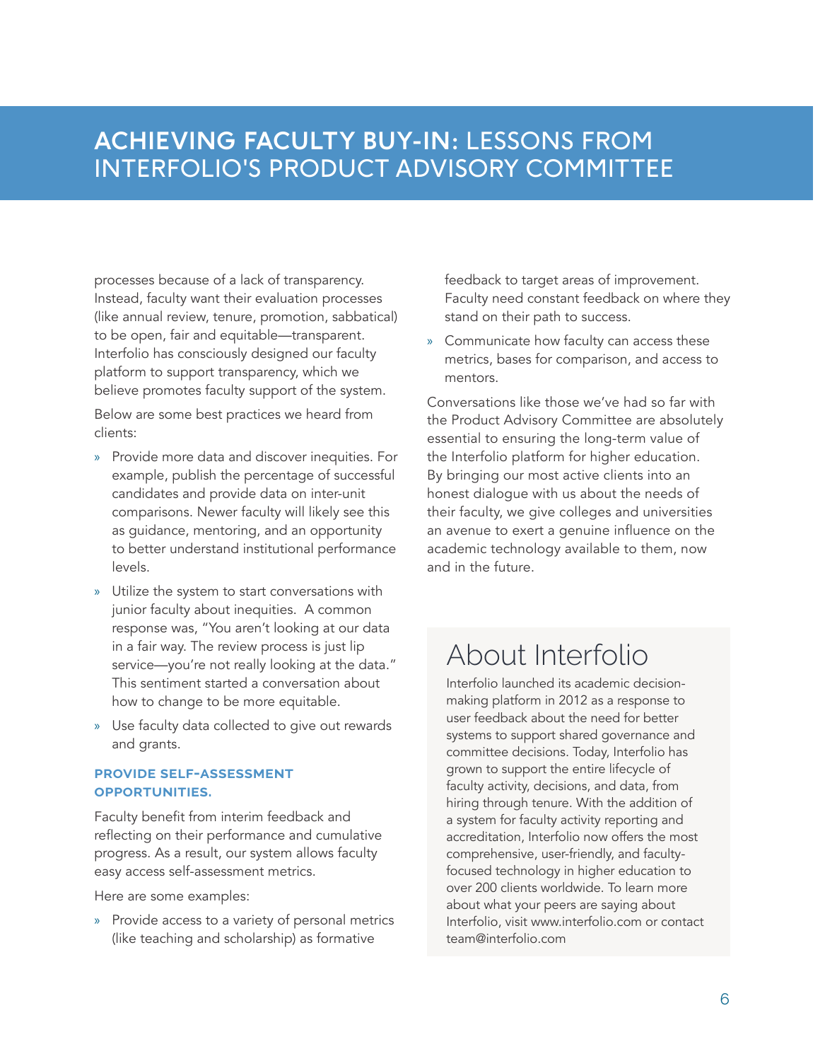# ACHIEVING FACULTY BUY-IN: LESSONS FROM INTERFOLIO'S PRODUCT ADVISORY COMMITTEE

processes because of a lack of transparency. Instead, faculty want their evaluation processes (like annual review, tenure, promotion, sabbatical) to be open, fair and equitable—transparent. Interfolio has consciously designed our faculty platform to support transparency, which we believe promotes faculty support of the system.

Below are some best practices we heard from clients:

- Provide more data and discover inequities. For example, publish the percentage of successful candidates and provide data on inter-unit comparisons. Newer faculty will likely see this as guidance, mentoring, and an opportunity to better understand institutional performance levels.
- Utilize the system to start conversations with junior faculty about inequities. A common response was, "You aren't looking at our data in a fair way. The review process is just lip service—you're not really looking at the data." This sentiment started a conversation about how to change to be more equitable.
- Use faculty data collected to give out rewards and grants.

### PROVIDE SELF-ASSESSMENT OPPORTUNITIES.

Faculty benefit from interim feedback and reflecting on their performance and cumulative progress. As a result, our system allows faculty easy access self-assessment metrics.

Here are some examples:

- Provide access to a variety of personal metrics (like teaching and scholarship) as formative feedback to target areas of improvement. Faculty need constant feedback on where they stand on their path to success.
- Communicate how faculty can access these metrics, bases for comparison, and access to mentors.

Conversations like those we've had so far with the Product Advisory Committee are absolutely essential to ensuring the long-term value of the Interfolio platform for higher education. By bringing our most active clients into an honest dialogue with us about the needs of their faculty, we give colleges and universities an avenue to exert a genuine influence on the academic technology available to them, now and in the future.

## About Interfolio

Interfolio launched its academic decision-making platform in 2012 as a response to user feedback about the need for better systems to support shared governance and committee decisions. Today, Interfolio has grown to support the entire lifecycle of faculty activity, decisions, and data, from hiring through tenure. With the addition of a system for faculty activity reporting and accreditation, Interfolio now offers the most comprehensive, user-friendly, and faculty-focused technology in higher education to over 200 clients worldwide. To learn more about what your peers are saying about Interfolio, visit www.interfolio.com or contact team@interfolio.com